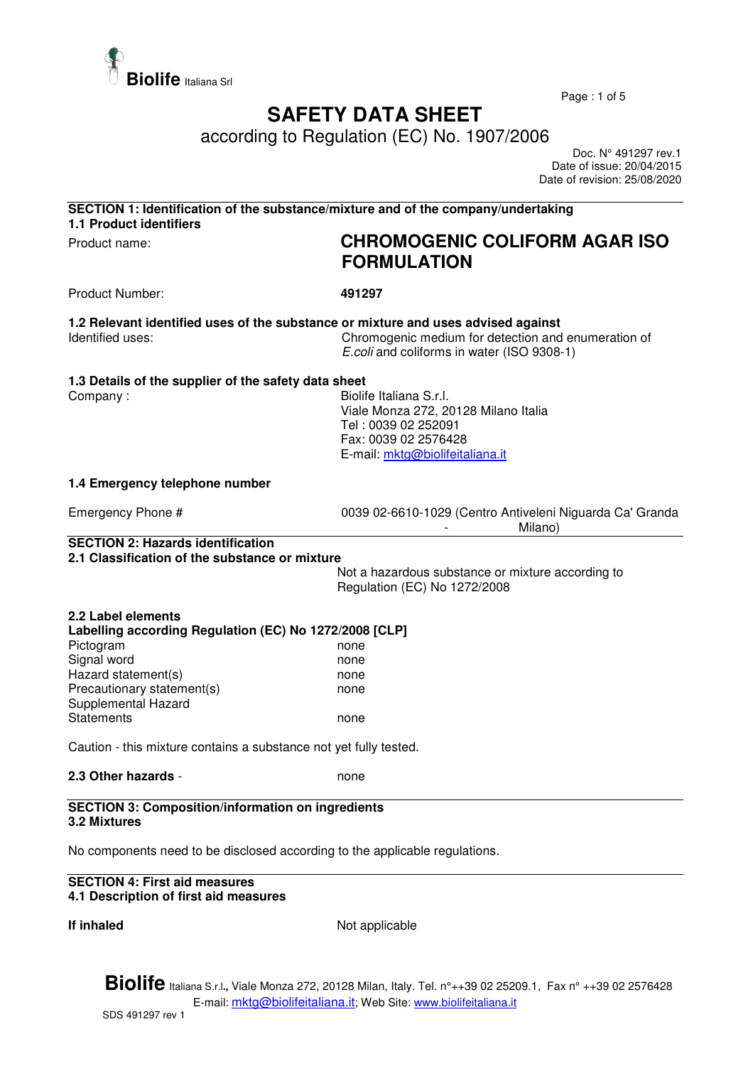**Biolife** Italiana Srl

# SAFETY DATA SHEET

according to Regulation (EC) No. 1907/2006

Doc. N° 491297 rev.1
Date of issue: 20/04/2015
Date of revision: 25/08/2020

## SECTION 1: Identification of the substance/mixture and of the company/undertaking

### 1.1 Product identifiers

| | |
|---|---|
| Product name: | **CHROMOGENIC COLIFORM AGAR ISO FORMULATION** |
| Product Number: | **491297** |

### 1.2 Relevant identified uses of the substance or mixture and uses advised against

| | |
|---|---|
| Identified uses: | Chromogenic medium for detection and enumeration of *E.coli* and coliforms in water (ISO 9308-1) |

### 1.3 Details of the supplier of the safety data sheet

| | |
|---|---|
| Company : | Biolife Italiana S.r.l.<br>Viale Monza 272, 20128 Milano Italia<br>Tel : 0039 02 252091<br>Fax: 0039 02 2576428<br>E-mail: mktg@biolifeitaliana.it |

### 1.4 Emergency telephone number

| | |
|---|---|
| Emergency Phone # | 0039 02-6610-1029 (Centro Antiveleni Niguarda Ca' Granda - Milano) |

## SECTION 2: Hazards identification

### 2.1 Classification of the substance or mixture

Not a hazardous substance or mixture according to Regulation (EC) No 1272/2008

### 2.2 Label elements

**Labelling according Regulation (EC) No 1272/2008 [CLP]**

| | |
|---|---|
| Pictogram | none |
| Signal word | none |
| Hazard statement(s) | none |
| Precautionary statement(s) | none |
| Supplemental Hazard Statements | none |

Caution - this mixture contains a substance not yet fully tested.

**2.3 Other hazards** - none

## SECTION 3: Composition/information on ingredients

### 3.2 Mixtures

No components need to be disclosed according to the applicable regulations.

## SECTION 4: First aid measures

### 4.1 Description of first aid measures

**If inhaled** Not applicable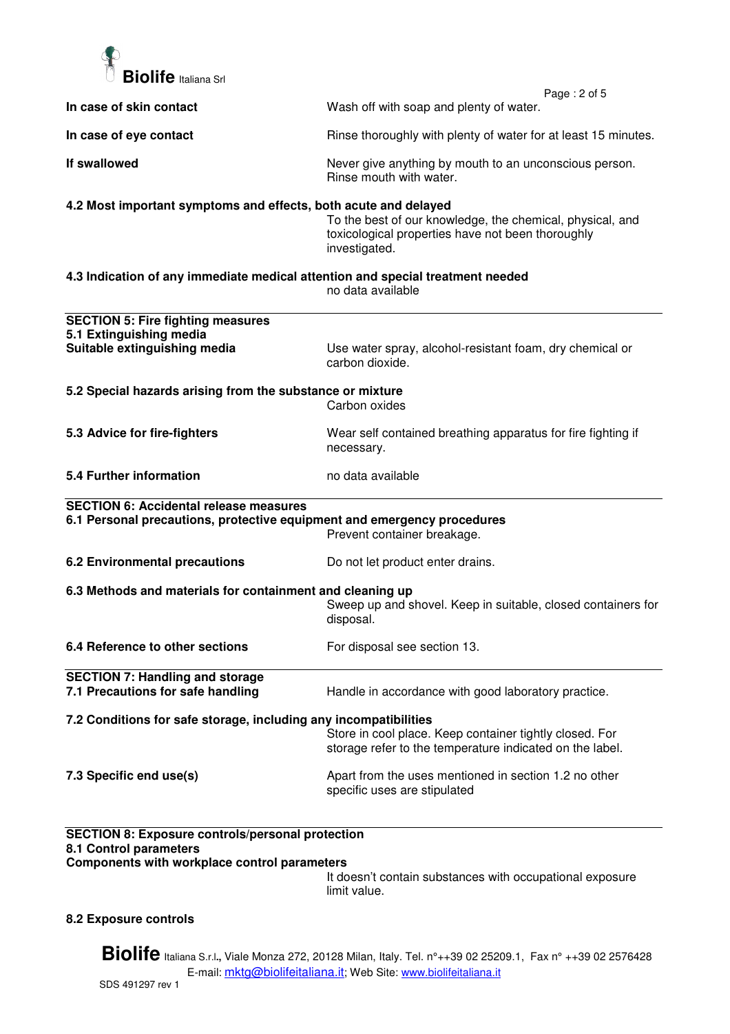**In case of skin contact** Wash off with soap and plenty of water.

**In case of eye contact** Rinse thoroughly with plenty of water for at least 15 minutes.

**If swallowed** Never give anything by mouth to an unconscious person. Rinse mouth with water.

**4.2 Most important symptoms and effects, both acute and delayed**

To the best of our knowledge, the chemical, physical, and toxicological properties have not been thoroughly investigated.

**4.3 Indication of any immediate medical attention and special treatment needed**

no data available

## SECTION 5: Fire fighting measures

**5.1 Extinguishing media**

**Suitable extinguishing media** Use water spray, alcohol-resistant foam, dry chemical or carbon dioxide.

**5.2 Special hazards arising from the substance or mixture**

Carbon oxides

**5.3 Advice for fire-fighters** Wear self contained breathing apparatus for fire fighting if necessary.

**5.4 Further information** no data available

## SECTION 6: Accidental release measures

**6.1 Personal precautions, protective equipment and emergency procedures**

Prevent container breakage.

**6.2 Environmental precautions** Do not let product enter drains.

**6.3 Methods and materials for containment and cleaning up**

Sweep up and shovel. Keep in suitable, closed containers for disposal.

**6.4 Reference to other sections** For disposal see section 13.

## SECTION 7: Handling and storage

**7.1 Precautions for safe handling** Handle in accordance with good laboratory practice.

**7.2 Conditions for safe storage, including any incompatibilities**

Store in cool place. Keep container tightly closed. For storage refer to the temperature indicated on the label.

**7.3 Specific end use(s)** Apart from the uses mentioned in section 1.2 no other specific uses are stipulated

## SECTION 8: Exposure controls/personal protection

**8.1 Control parameters**

**Components with workplace control parameters**

It doesn't contain substances with occupational exposure limit value.

**8.2 Exposure controls**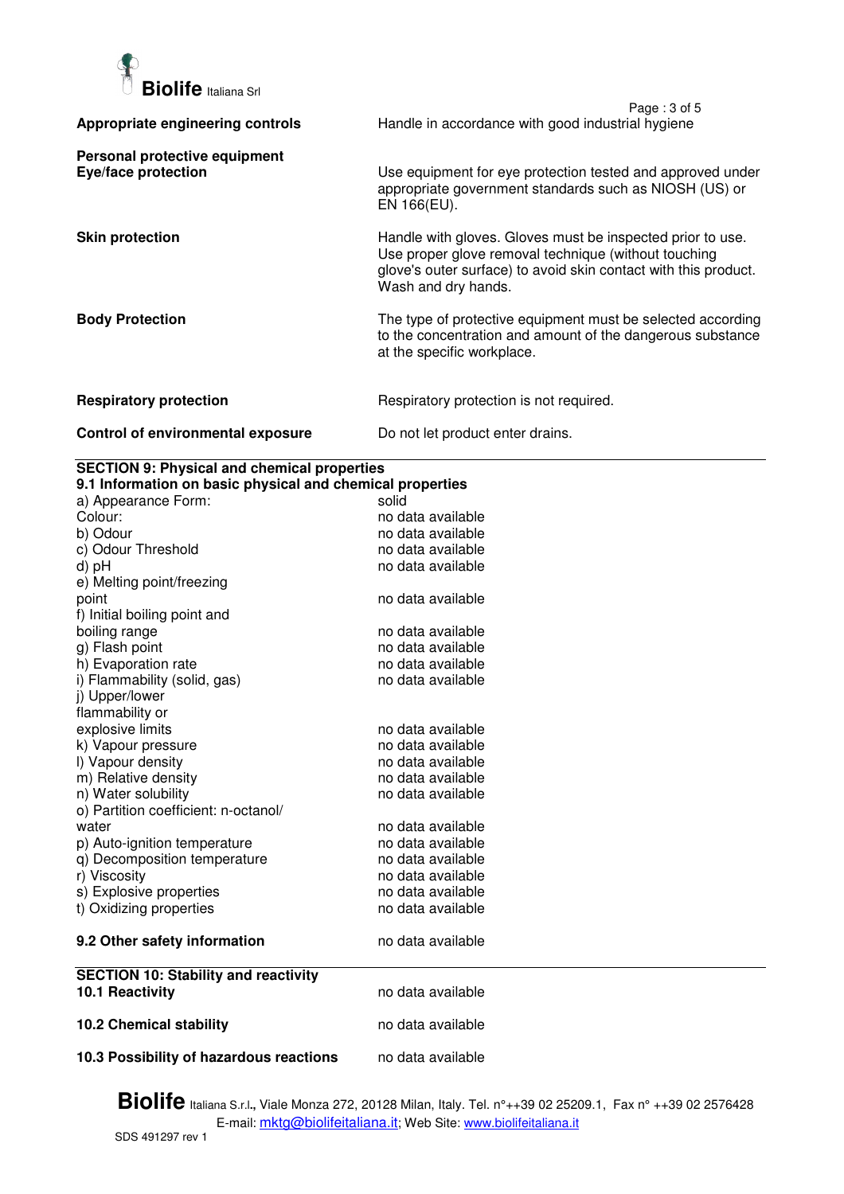| | |
|---|---|
| **Appropriate engineering controls** | Handle in accordance with good industrial hygiene |
| **Personal protective equipment** | |
| **Eye/face protection** | Use equipment for eye protection tested and approved under appropriate government standards such as NIOSH (US) or EN 166(EU). |
| **Skin protection** | Handle with gloves. Gloves must be inspected prior to use. Use proper glove removal technique (without touching glove's outer surface) to avoid skin contact with this product. Wash and dry hands. |
| **Body Protection** | The type of protective equipment must be selected according to the concentration and amount of the dangerous substance at the specific workplace. |
| **Respiratory protection** | Respiratory protection is not required. |
| **Control of environmental exposure** | Do not let product enter drains. |

## SECTION 9: Physical and chemical properties

### 9.1 Information on basic physical and chemical properties

| | |
|---|---|
| a) Appearance Form: | solid |
| Colour: | no data available |
| b) Odour | no data available |
| c) Odour Threshold | no data available |
| d) pH | no data available |
| e) Melting point/freezing point | no data available |
| f) Initial boiling point and boiling range | no data available |
| g) Flash point | no data available |
| h) Evaporation rate | no data available |
| i) Flammability (solid, gas) | no data available |
| j) Upper/lower flammability or explosive limits | no data available |
| k) Vapour pressure | no data available |
| l) Vapour density | no data available |
| m) Relative density | no data available |
| n) Water solubility | no data available |
| o) Partition coefficient: n-octanol/ water | no data available |
| p) Auto-ignition temperature | no data available |
| q) Decomposition temperature | no data available |
| r) Viscosity | no data available |
| s) Explosive properties | no data available |
| t) Oxidizing properties | no data available |

| | |
|---|---|
| **9.2 Other safety information** | no data available |

## SECTION 10: Stability and reactivity

| | |
|---|---|
| **10.1 Reactivity** | no data available |
| **10.2 Chemical stability** | no data available |
| **10.3 Possibility of hazardous reactions** | no data available |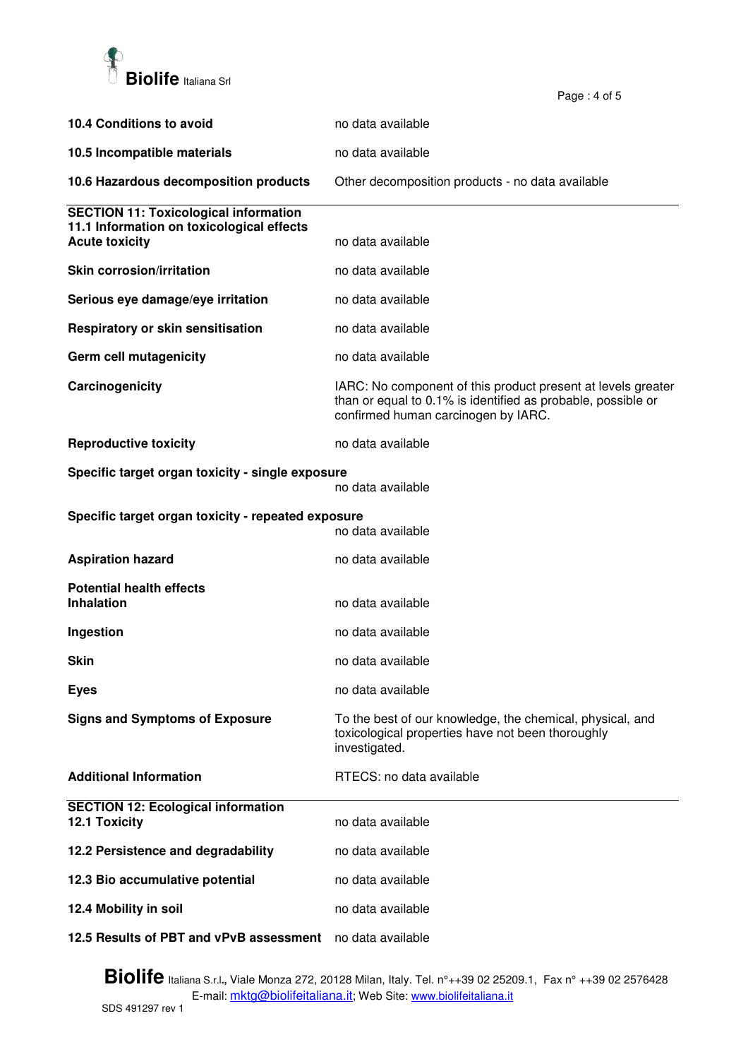| | |
|---|---|
| **10.4 Conditions to avoid** | no data available |
| **10.5 Incompatible materials** | no data available |
| **10.6 Hazardous decomposition products** | Other decomposition products - no data available |

## SECTION 11: Toxicological information

### 11.1 Information on toxicological effects

| | |
|---|---|
| **Acute toxicity** | no data available |
| **Skin corrosion/irritation** | no data available |
| **Serious eye damage/eye irritation** | no data available |
| **Respiratory or skin sensitisation** | no data available |
| **Germ cell mutagenicity** | no data available |
| **Carcinogenicity** | IARC: No component of this product present at levels greater than or equal to 0.1% is identified as probable, possible or confirmed human carcinogen by IARC. |
| **Reproductive toxicity** | no data available |
| **Specific target organ toxicity - single exposure** | no data available |
| **Specific target organ toxicity - repeated exposure** | no data available |
| **Aspiration hazard** | no data available |

**Potential health effects**

| | |
|---|---|
| **Inhalation** | no data available |
| **Ingestion** | no data available |
| **Skin** | no data available |
| **Eyes** | no data available |
| **Signs and Symptoms of Exposure** | To the best of our knowledge, the chemical, physical, and toxicological properties have not been thoroughly investigated. |
| **Additional Information** | RTECS: no data available |

## SECTION 12: Ecological information

| | |
|---|---|
| **12.1 Toxicity** | no data available |
| **12.2 Persistence and degradability** | no data available |
| **12.3 Bio accumulative potential** | no data available |
| **12.4 Mobility in soil** | no data available |
| **12.5 Results of PBT and vPvB assessment** | no data available |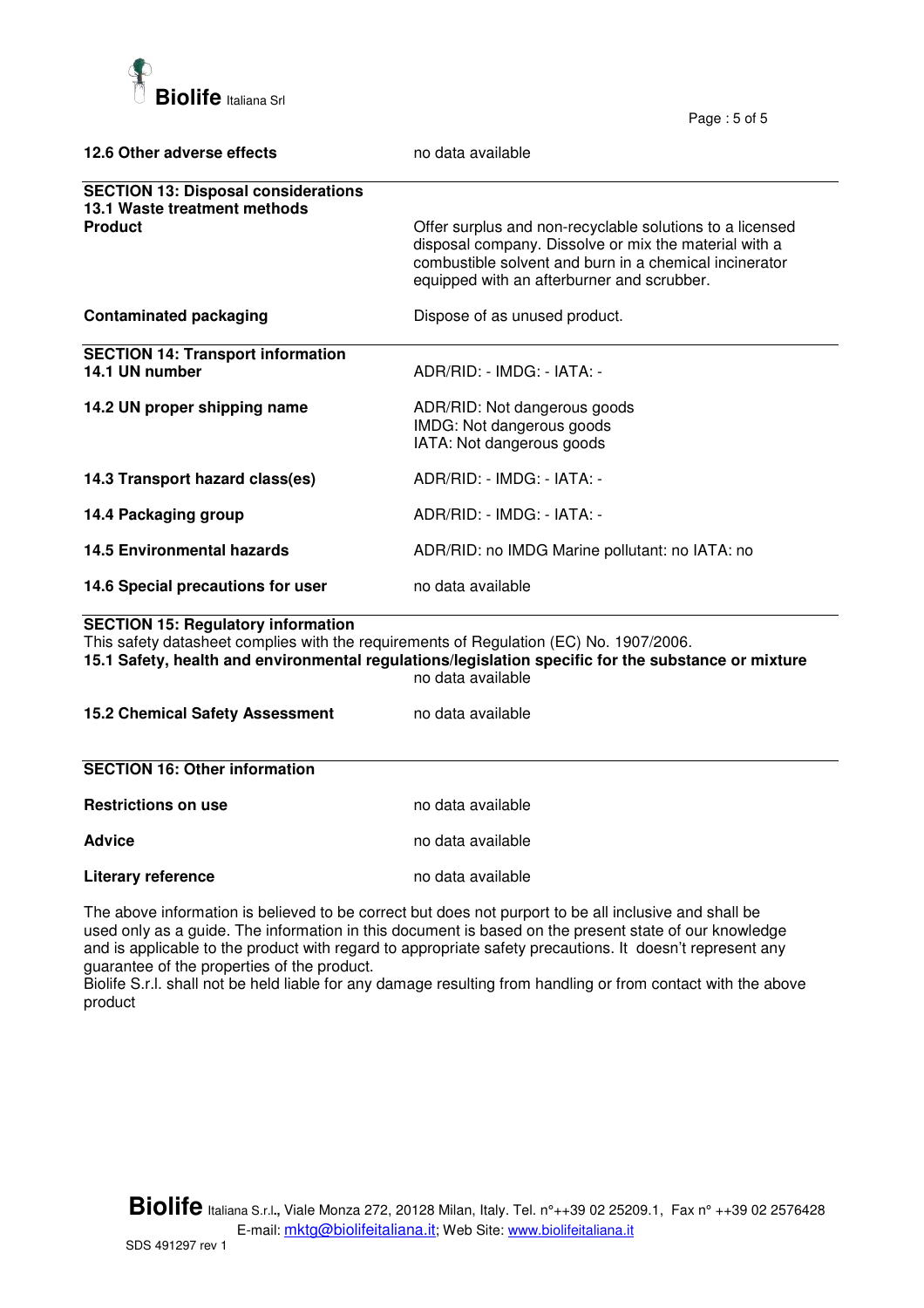**12.6 Other adverse effects** no data available

## SECTION 13: Disposal considerations

**13.1 Waste treatment methods**

**Product** Offer surplus and non-recyclable solutions to a licensed disposal company. Dissolve or mix the material with a combustible solvent and burn in a chemical incinerator equipped with an afterburner and scrubber.

**Contaminated packaging** Dispose of as unused product.

## SECTION 14: Transport information

**14.1 UN number** ADR/RID: - IMDG: - IATA: -

**14.2 UN proper shipping name** ADR/RID: Not dangerous goods
IMDG: Not dangerous goods
IATA: Not dangerous goods

**14.3 Transport hazard class(es)** ADR/RID: - IMDG: - IATA: -

**14.4 Packaging group** ADR/RID: - IMDG: - IATA: -

**14.5 Environmental hazards** ADR/RID: no IMDG Marine pollutant: no IATA: no

**14.6 Special precautions for user** no data available

## SECTION 15: Regulatory information

This safety datasheet complies with the requirements of Regulation (EC) No. 1907/2006.

**15.1 Safety, health and environmental regulations/legislation specific for the substance or mixture**
no data available

**15.2 Chemical Safety Assessment** no data available

## SECTION 16: Other information

**Restrictions on use** no data available

**Advice** no data available

**Literary reference** no data available

The above information is believed to be correct but does not purport to be all inclusive and shall be used only as a guide. The information in this document is based on the present state of our knowledge and is applicable to the product with regard to appropriate safety precautions. It doesn't represent any guarantee of the properties of the product.
Biolife S.r.l. shall not be held liable for any damage resulting from handling or from contact with the above product

**Biolife** Italiana S.r.l., Viale Monza 272, 20128 Milan, Italy. Tel. n°++39 02 25209.1, Fax n° ++39 02 2576428
E-mail: mktg@biolifeitaliana.it; Web Site: www.biolifeitaliana.it

SDS 491297 rev 1